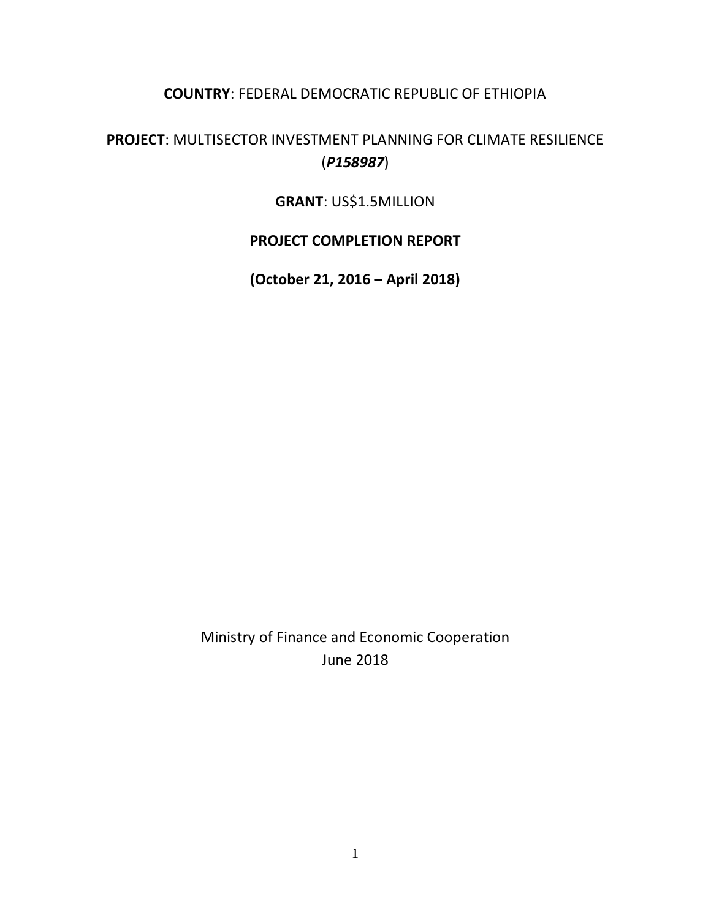**COUNTRY**: FEDERAL DEMOCRATIC REPUBLIC OF ETHIOPIA

**PROJECT**: MULTISECTOR INVESTMENT PLANNING FOR CLIMATE RESILIENCE (***P158987***)

**GRANT**: US$1.5MILLION

**PROJECT COMPLETION REPORT**

**(October 21, 2016 – April 2018)**

Ministry of Finance and Economic Cooperation
June 2018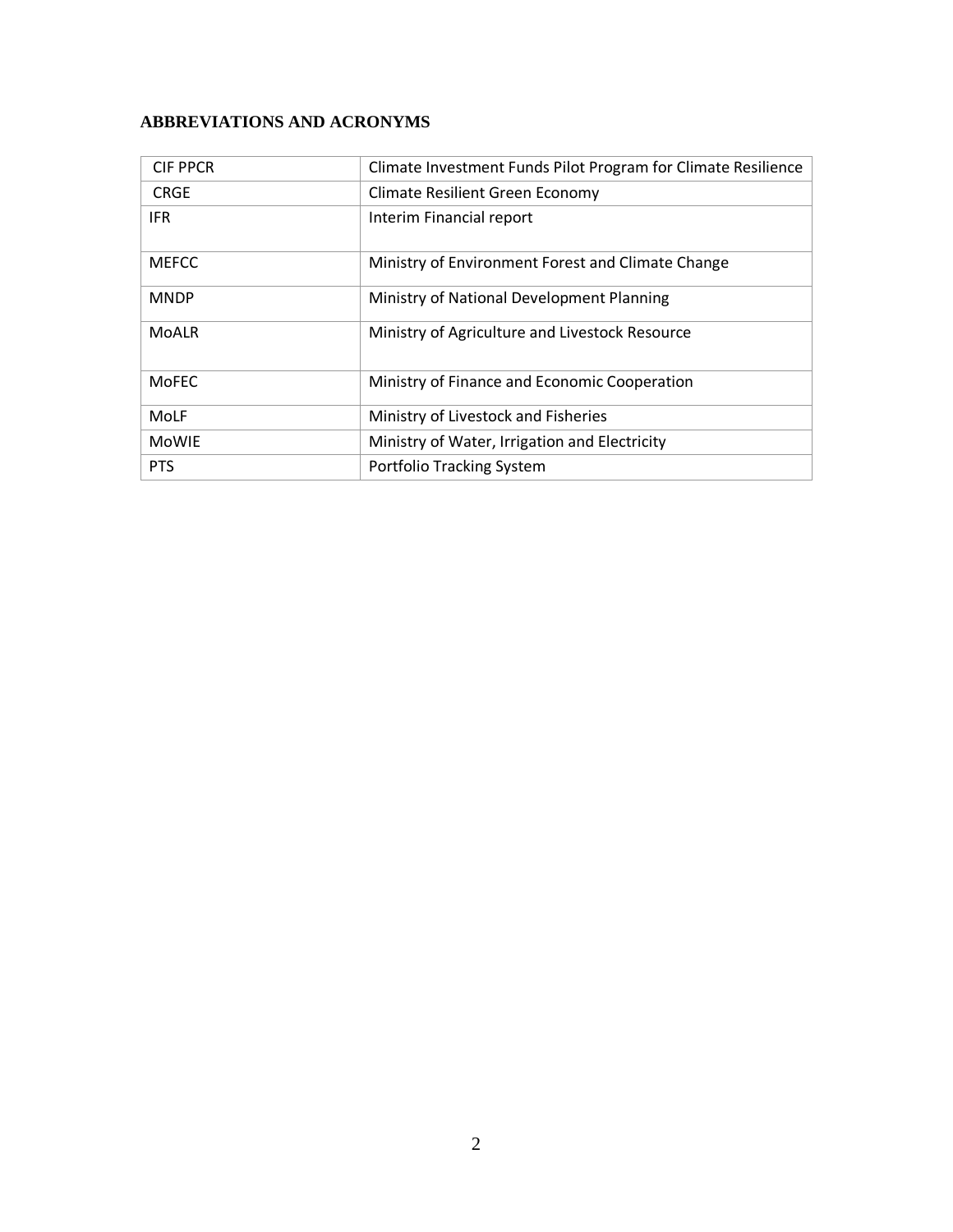## ABBREVIATIONS AND ACRONYMS

| | |
|---|---|
| CIF PPCR | Climate Investment Funds Pilot Program for Climate Resilience |
| CRGE | Climate Resilient Green Economy |
| IFR | Interim Financial report |
| MEFCC | Ministry of Environment Forest and Climate Change |
| MNDP | Ministry of National Development Planning |
| MoALR | Ministry of Agriculture and Livestock Resource |
| MoFEC | Ministry of Finance and Economic Cooperation |
| MoLF | Ministry of Livestock and Fisheries |
| MoWIE | Ministry of Water, Irrigation and Electricity |
| PTS | Portfolio Tracking System |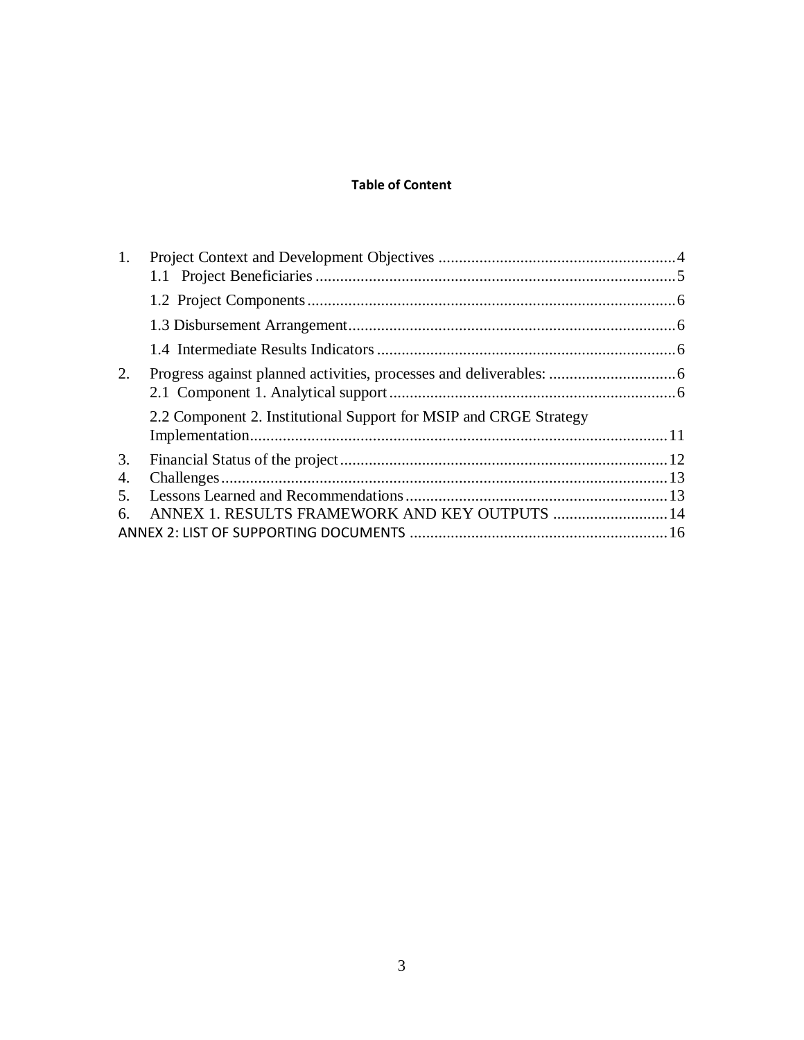**Table of Content**

1. Project Context and Development Objectives ..........................................................4
    - 1.1 Project Beneficiaries ......................................................................................5
    - 1.2 Project Components .........................................................................................6
    - 1.3 Disbursement Arrangement...............................................................................6
    - 1.4 Intermediate Results Indicators .........................................................................6
2. Progress against planned activities, processes and deliverables: ...............................6
    - 2.1 Component 1. Analytical support ......................................................................6
    - 2.2 Component 2. Institutional Support for MSIP and CRGE Strategy Implementation.....................................................................................................11
3. Financial Status of the project................................................................................12
4. Challenges............................................................................................................13
5. Lessons Learned and Recommendations ...............................................................13
6. ANNEX 1. RESULTS FRAMEWORK AND KEY OUTPUTS ............................14

ANNEX 2: LIST OF SUPPORTING DOCUMENTS ..............................................................16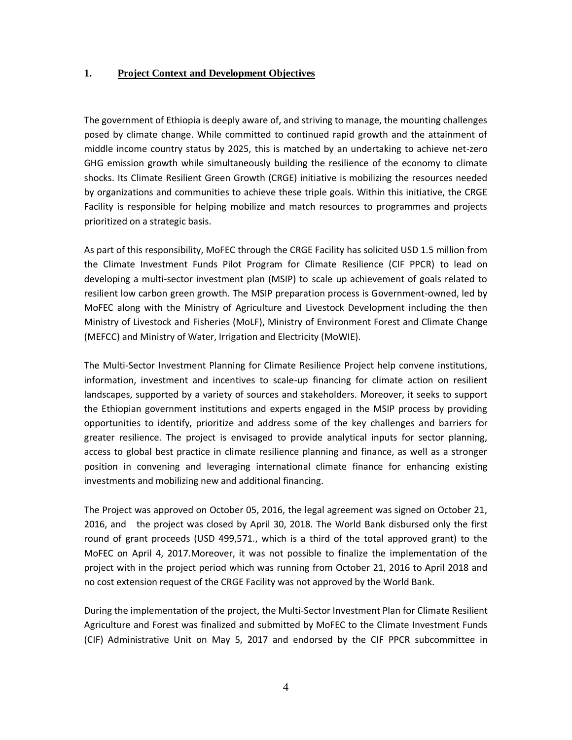## 1. Project Context and Development Objectives

The government of Ethiopia is deeply aware of, and striving to manage, the mounting challenges posed by climate change. While committed to continued rapid growth and the attainment of middle income country status by 2025, this is matched by an undertaking to achieve net-zero GHG emission growth while simultaneously building the resilience of the economy to climate shocks. Its Climate Resilient Green Growth (CRGE) initiative is mobilizing the resources needed by organizations and communities to achieve these triple goals. Within this initiative, the CRGE Facility is responsible for helping mobilize and match resources to programmes and projects prioritized on a strategic basis.

As part of this responsibility, MoFEC through the CRGE Facility has solicited USD 1.5 million from the Climate Investment Funds Pilot Program for Climate Resilience (CIF PPCR) to lead on developing a multi-sector investment plan (MSIP) to scale up achievement of goals related to resilient low carbon green growth. The MSIP preparation process is Government-owned, led by MoFEC along with the Ministry of Agriculture and Livestock Development including the then Ministry of Livestock and Fisheries (MoLF), Ministry of Environment Forest and Climate Change (MEFCC) and Ministry of Water, Irrigation and Electricity (MoWIE).

The Multi-Sector Investment Planning for Climate Resilience Project help convene institutions, information, investment and incentives to scale-up financing for climate action on resilient landscapes, supported by a variety of sources and stakeholders. Moreover, it seeks to support the Ethiopian government institutions and experts engaged in the MSIP process by providing opportunities to identify, prioritize and address some of the key challenges and barriers for greater resilience. The project is envisaged to provide analytical inputs for sector planning, access to global best practice in climate resilience planning and finance, as well as a stronger position in convening and leveraging international climate finance for enhancing existing investments and mobilizing new and additional financing.

The Project was approved on October 05, 2016, the legal agreement was signed on October 21, 2016, and the project was closed by April 30, 2018. The World Bank disbursed only the first round of grant proceeds (USD 499,571., which is a third of the total approved grant) to the MoFEC on April 4, 2017.Moreover, it was not possible to finalize the implementation of the project with in the project period which was running from October 21, 2016 to April 2018 and no cost extension request of the CRGE Facility was not approved by the World Bank.

During the implementation of the project, the Multi-Sector Investment Plan for Climate Resilient Agriculture and Forest was finalized and submitted by MoFEC to the Climate Investment Funds (CIF) Administrative Unit on May 5, 2017 and endorsed by the CIF PPCR subcommittee in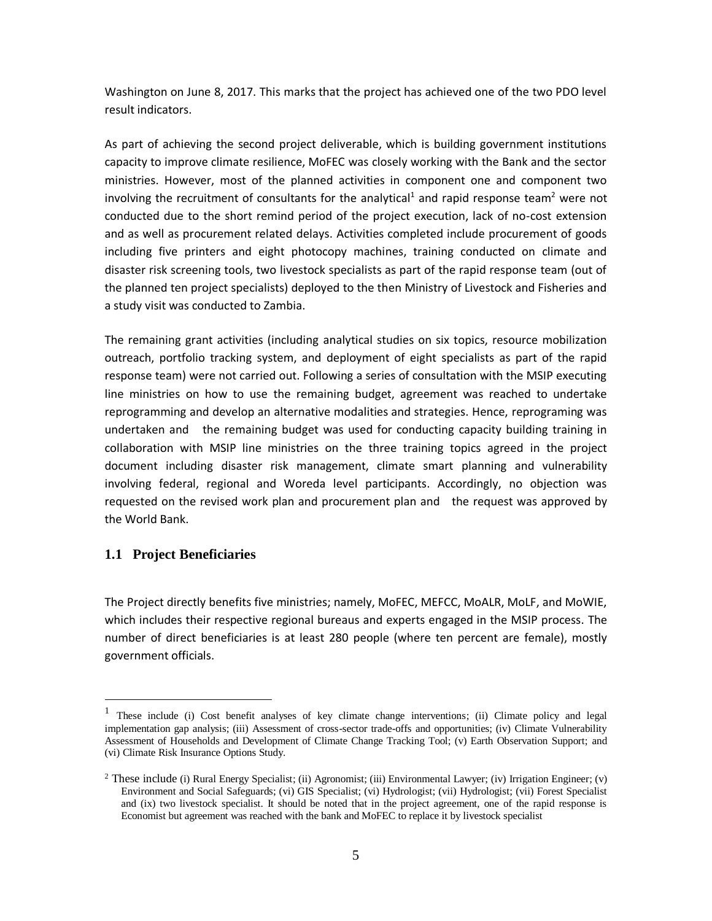Washington on June 8, 2017. This marks that the project has achieved one of the two PDO level result indicators.

As part of achieving the second project deliverable, which is building government institutions capacity to improve climate resilience, MoFEC was closely working with the Bank and the sector ministries. However, most of the planned activities in component one and component two involving the recruitment of consultants for the analytical[1] and rapid response team[2] were not conducted due to the short remind period of the project execution, lack of no-cost extension and as well as procurement related delays. Activities completed include procurement of goods including five printers and eight photocopy machines, training conducted on climate and disaster risk screening tools, two livestock specialists as part of the rapid response team (out of the planned ten project specialists) deployed to the then Ministry of Livestock and Fisheries and a study visit was conducted to Zambia.

The remaining grant activities (including analytical studies on six topics, resource mobilization outreach, portfolio tracking system, and deployment of eight specialists as part of the rapid response team) were not carried out. Following a series of consultation with the MSIP executing line ministries on how to use the remaining budget, agreement was reached to undertake reprogramming and develop an alternative modalities and strategies. Hence, reprograming was undertaken and the remaining budget was used for conducting capacity building training in collaboration with MSIP line ministries on the three training topics agreed in the project document including disaster risk management, climate smart planning and vulnerability involving federal, regional and Woreda level participants. Accordingly, no objection was requested on the revised work plan and procurement plan and the request was approved by the World Bank.

## 1.1 Project Beneficiaries

The Project directly benefits five ministries; namely, MoFEC, MEFCC, MoALR, MoLF, and MoWIE, which includes their respective regional bureaus and experts engaged in the MSIP process. The number of direct beneficiaries is at least 280 people (where ten percent are female), mostly government officials.

---

[1] These include (i) Cost benefit analyses of key climate change interventions; (ii) Climate policy and legal implementation gap analysis; (iii) Assessment of cross-sector trade-offs and opportunities; (iv) Climate Vulnerability Assessment of Households and Development of Climate Change Tracking Tool; (v) Earth Observation Support; and (vi) Climate Risk Insurance Options Study.

[2] These include (i) Rural Energy Specialist; (ii) Agronomist; (iii) Environmental Lawyer; (iv) Irrigation Engineer; (v) Environment and Social Safeguards; (vi) GIS Specialist; (vi) Hydrologist; (vii) Hydrologist; (vii) Forest Specialist and (ix) two livestock specialist. It should be noted that in the project agreement, one of the rapid response is Economist but agreement was reached with the bank and MoFEC to replace it by livestock specialist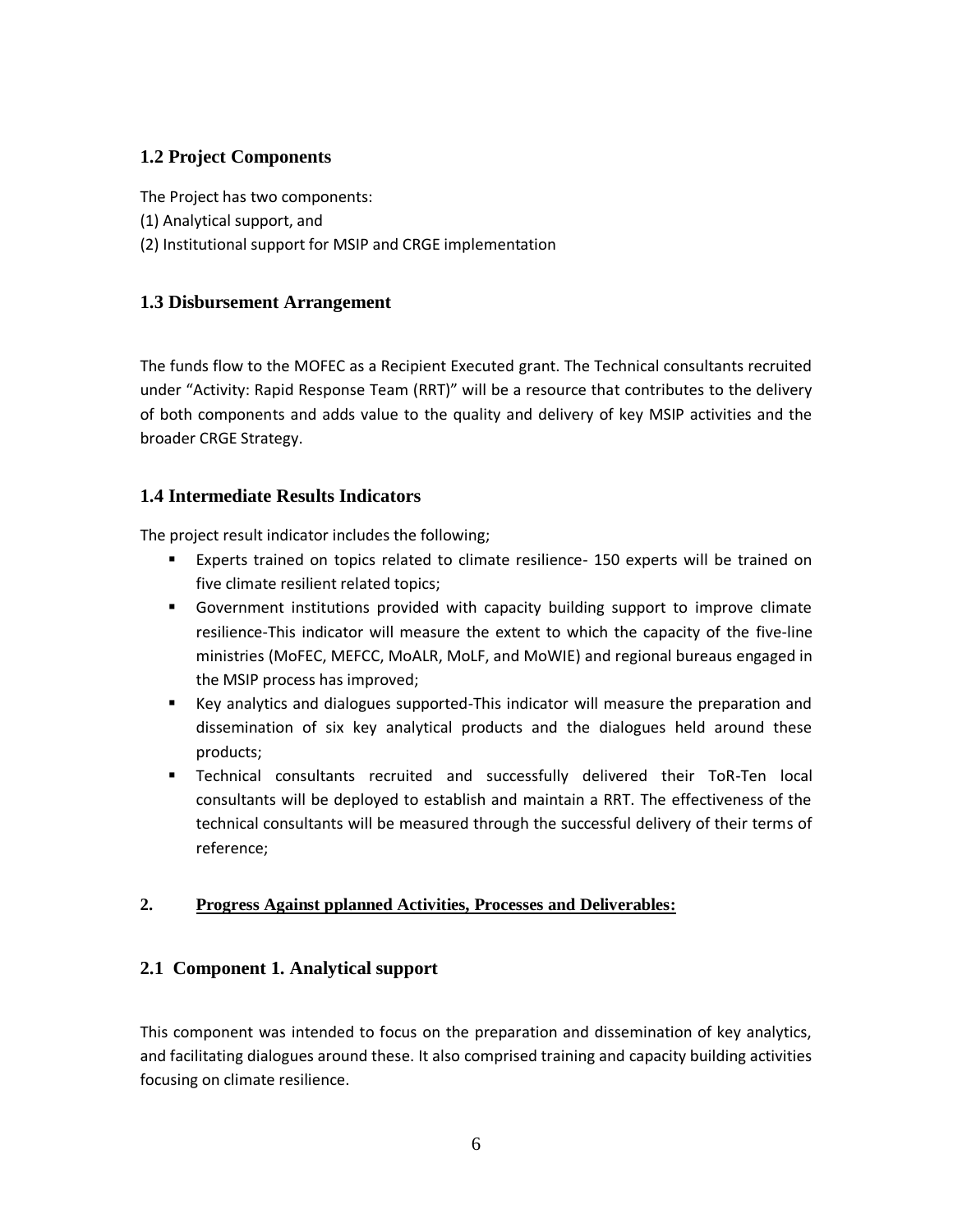## 1.2 Project Components

The Project has two components:
(1) Analytical support, and
(2) Institutional support for MSIP and CRGE implementation

## 1.3 Disbursement Arrangement

The funds flow to the MOFEC as a Recipient Executed grant. The Technical consultants recruited under "Activity: Rapid Response Team (RRT)" will be a resource that contributes to the delivery of both components and adds value to the quality and delivery of key MSIP activities and the broader CRGE Strategy.

## 1.4 Intermediate Results Indicators

The project result indicator includes the following;

- Experts trained on topics related to climate resilience- 150 experts will be trained on five climate resilient related topics;
- Government institutions provided with capacity building support to improve climate resilience-This indicator will measure the extent to which the capacity of the five-line ministries (MoFEC, MEFCC, MoALR, MoLF, and MoWIE) and regional bureaus engaged in the MSIP process has improved;
- Key analytics and dialogues supported-This indicator will measure the preparation and dissemination of six key analytical products and the dialogues held around these products;
- Technical consultants recruited and successfully delivered their ToR-Ten local consultants will be deployed to establish and maintain a RRT. The effectiveness of the technical consultants will be measured through the successful delivery of their terms of reference;

# 2. Progress Against pplanned Activities, Processes and Deliverables:

## 2.1 Component 1. Analytical support

This component was intended to focus on the preparation and dissemination of key analytics, and facilitating dialogues around these. It also comprised training and capacity building activities focusing on climate resilience.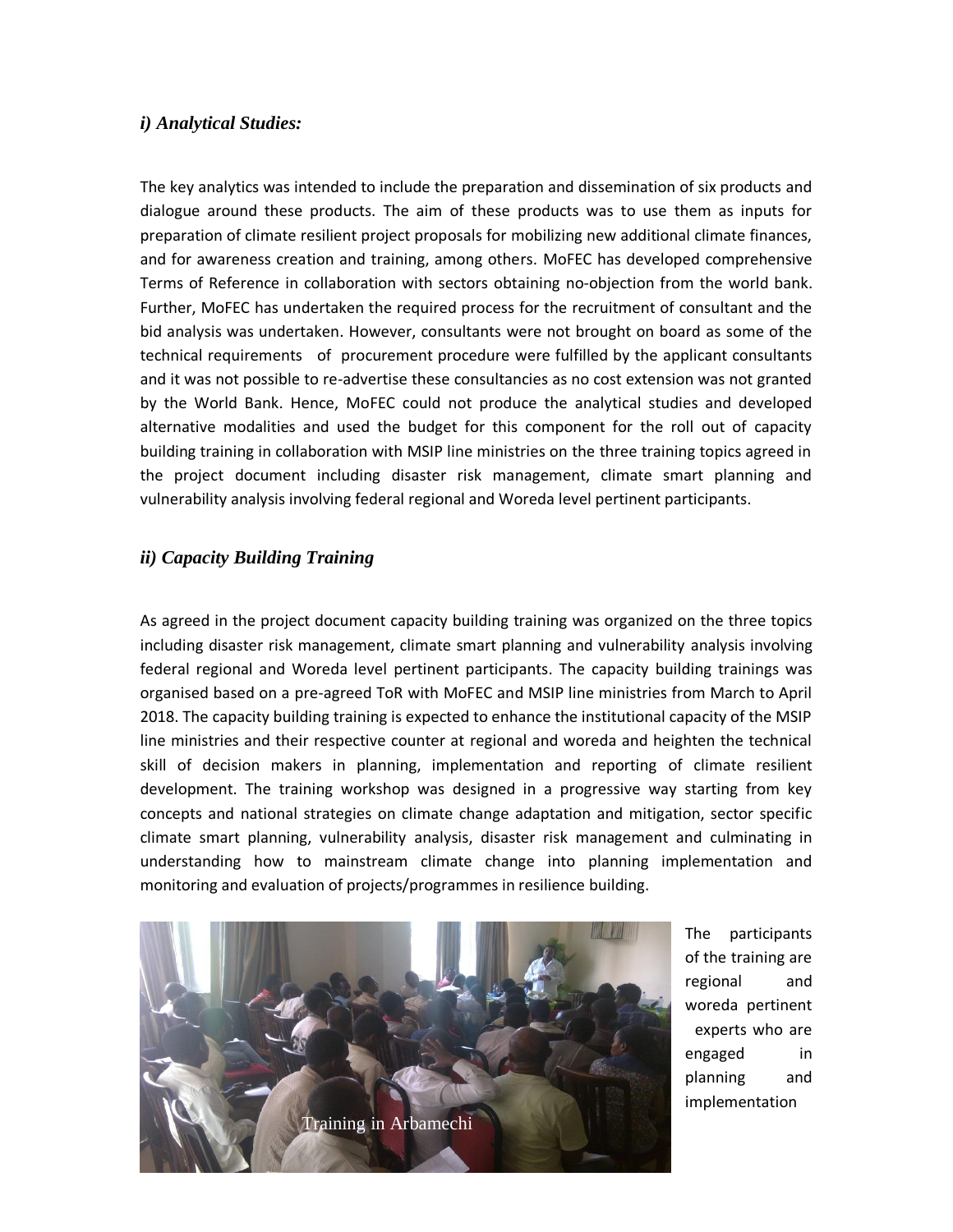### *i) Analytical Studies:*

The key analytics was intended to include the preparation and dissemination of six products and dialogue around these products. The aim of these products was to use them as inputs for preparation of climate resilient project proposals for mobilizing new additional climate finances, and for awareness creation and training, among others. MoFEC has developed comprehensive Terms of Reference in collaboration with sectors obtaining no-objection from the world bank. Further, MoFEC has undertaken the required process for the recruitment of consultant and the bid analysis was undertaken. However, consultants were not brought on board as some of the technical requirements of procurement procedure were fulfilled by the applicant consultants and it was not possible to re-advertise these consultancies as no cost extension was not granted by the World Bank. Hence, MoFEC could not produce the analytical studies and developed alternative modalities and used the budget for this component for the roll out of capacity building training in collaboration with MSIP line ministries on the three training topics agreed in the project document including disaster risk management, climate smart planning and vulnerability analysis involving federal regional and Woreda level pertinent participants.

### *ii) Capacity Building Training*

As agreed in the project document capacity building training was organized on the three topics including disaster risk management, climate smart planning and vulnerability analysis involving federal regional and Woreda level pertinent participants. The capacity building trainings was organised based on a pre-agreed ToR with MoFEC and MSIP line ministries from March to April 2018. The capacity building training is expected to enhance the institutional capacity of the MSIP line ministries and their respective counter at regional and woreda and heighten the technical skill of decision makers in planning, implementation and reporting of climate resilient development. The training workshop was designed in a progressive way starting from key concepts and national strategies on climate change adaptation and mitigation, sector specific climate smart planning, vulnerability analysis, disaster risk management and culminating in understanding how to mainstream climate change into planning implementation and monitoring and evaluation of projects/programmes in resilience building.

Training in Arbamechi

The participants of the training are regional and woreda pertinent experts who are engaged in planning and implementation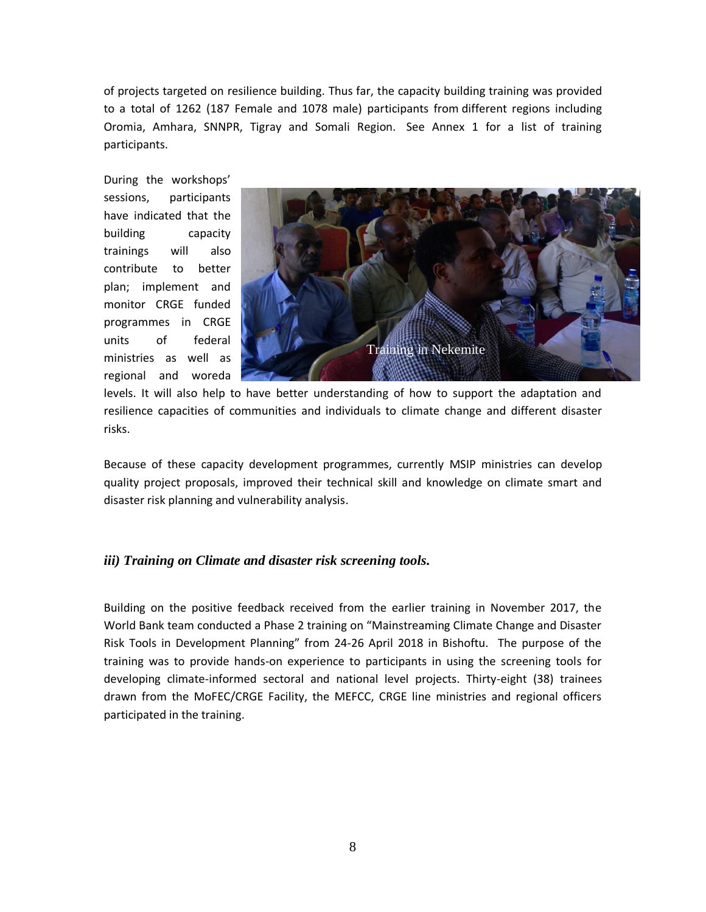of projects targeted on resilience building. Thus far, the capacity building training was provided to a total of 1262 (187 Female and 1078 male) participants from different regions including Oromia, Amhara, SNNPR, Tigray and Somali Region. See Annex 1 for a list of training participants.

During the workshops' sessions, participants have indicated that the building capacity trainings will also contribute to better plan; implement and monitor CRGE funded programmes in CRGE units of federal ministries as well as regional and woreda levels. It will also help to have better understanding of how to support the adaptation and resilience capacities of communities and individuals to climate change and different disaster risks.

Training in Nekemite

Because of these capacity development programmes, currently MSIP ministries can develop quality project proposals, improved their technical skill and knowledge on climate smart and disaster risk planning and vulnerability analysis.

### *iii) Training on Climate and disaster risk screening tools.*

Building on the positive feedback received from the earlier training in November 2017, the World Bank team conducted a Phase 2 training on "Mainstreaming Climate Change and Disaster Risk Tools in Development Planning" from 24-26 April 2018 in Bishoftu. The purpose of the training was to provide hands-on experience to participants in using the screening tools for developing climate-informed sectoral and national level projects. Thirty-eight (38) trainees drawn from the MoFEC/CRGE Facility, the MEFCC, CRGE line ministries and regional officers participated in the training.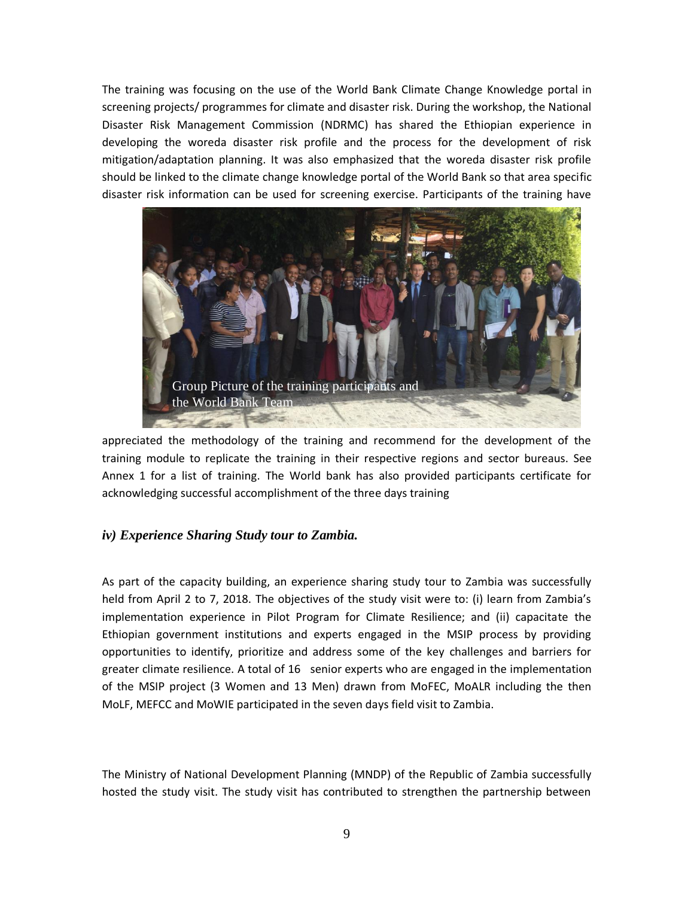The training was focusing on the use of the World Bank Climate Change Knowledge portal in screening projects/ programmes for climate and disaster risk. During the workshop, the National Disaster Risk Management Commission (NDRMC) has shared the Ethiopian experience in developing the woreda disaster risk profile and the process for the development of risk mitigation/adaptation planning. It was also emphasized that the woreda disaster risk profile should be linked to the climate change knowledge portal of the World Bank so that area specific disaster risk information can be used for screening exercise. Participants of the training have appreciated the methodology of the training and recommend for the development of the training module to replicate the training in their respective regions and sector bureaus. See Annex 1 for a list of training. The World bank has also provided participants certificate for acknowledging successful accomplishment of the three days training

Group Picture of the training participants and the World Bank Team

### *iv) Experience Sharing Study tour to Zambia.*

As part of the capacity building, an experience sharing study tour to Zambia was successfully held from April 2 to 7, 2018. The objectives of the study visit were to: (i) learn from Zambia's implementation experience in Pilot Program for Climate Resilience; and (ii) capacitate the Ethiopian government institutions and experts engaged in the MSIP process by providing opportunities to identify, prioritize and address some of the key challenges and barriers for greater climate resilience. A total of 16 senior experts who are engaged in the implementation of the MSIP project (3 Women and 13 Men) drawn from MoFEC, MoALR including the then MoLF, MEFCC and MoWIE participated in the seven days field visit to Zambia.

The Ministry of National Development Planning (MNDP) of the Republic of Zambia successfully hosted the study visit. The study visit has contributed to strengthen the partnership between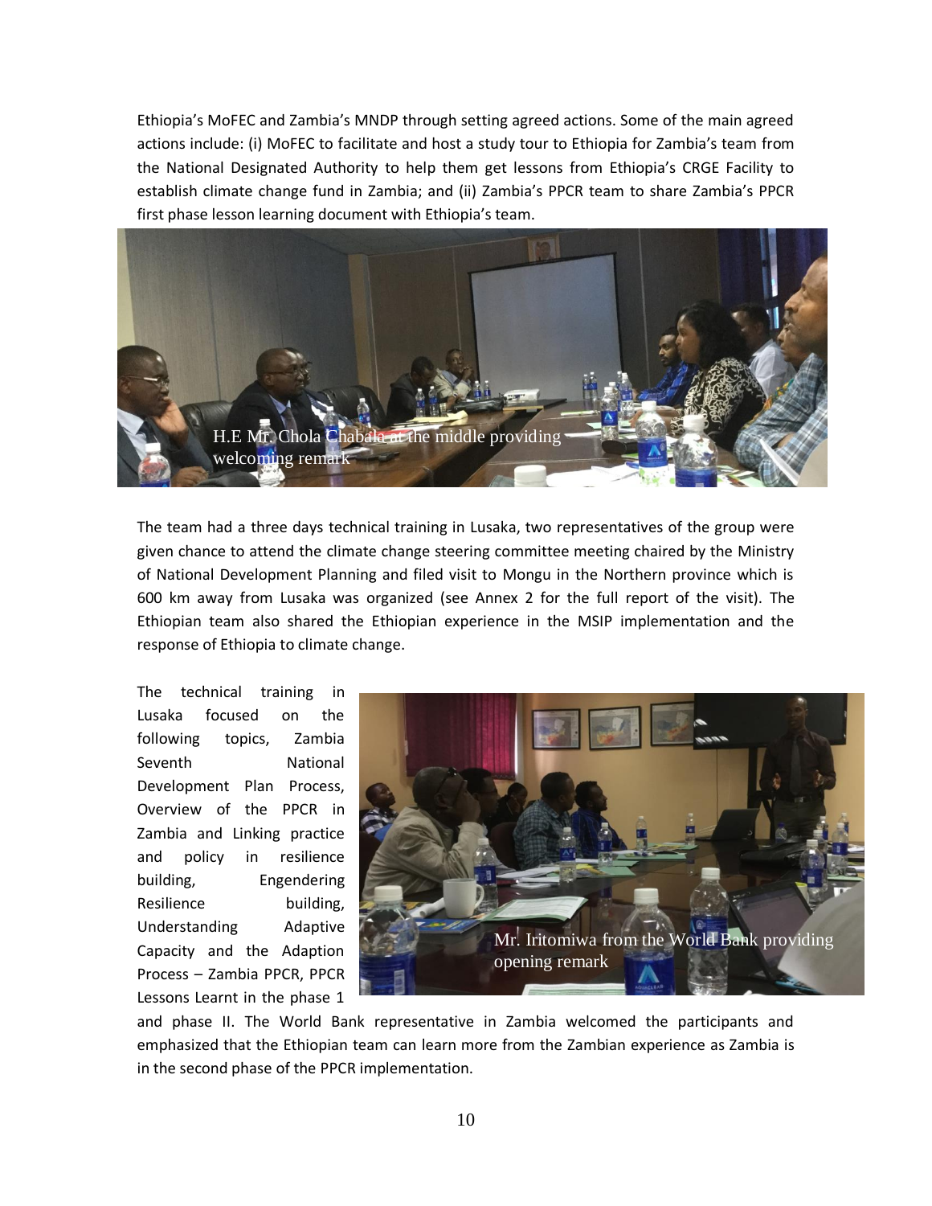Ethiopia's MoFEC and Zambia's MNDP through setting agreed actions. Some of the main agreed actions include: (i) MoFEC to facilitate and host a study tour to Ethiopia for Zambia's team from the National Designated Authority to help them get lessons from Ethiopia's CRGE Facility to establish climate change fund in Zambia; and (ii) Zambia's PPCR team to share Zambia's PPCR first phase lesson learning document with Ethiopia's team.

H.E Mr. Chola Chabala at the middle providing welcoming remark

The team had a three days technical training in Lusaka, two representatives of the group were given chance to attend the climate change steering committee meeting chaired by the Ministry of National Development Planning and filed visit to Mongu in the Northern province which is 600 km away from Lusaka was organized (see Annex 2 for the full report of the visit). The Ethiopian team also shared the Ethiopian experience in the MSIP implementation and the response of Ethiopia to climate change.

The technical training in Lusaka focused on the following topics, Zambia Seventh National Development Plan Process, Overview of the PPCR in Zambia and Linking practice and policy in resilience building, Engendering Resilience building, Understanding Adaptive Capacity and the Adaption Process – Zambia PPCR, PPCR Lessons Learnt in the phase 1 and phase II. The World Bank representative in Zambia welcomed the participants and emphasized that the Ethiopian team can learn more from the Zambian experience as Zambia is in the second phase of the PPCR implementation.

Mr. Iritomiwa from the World Bank providing opening remark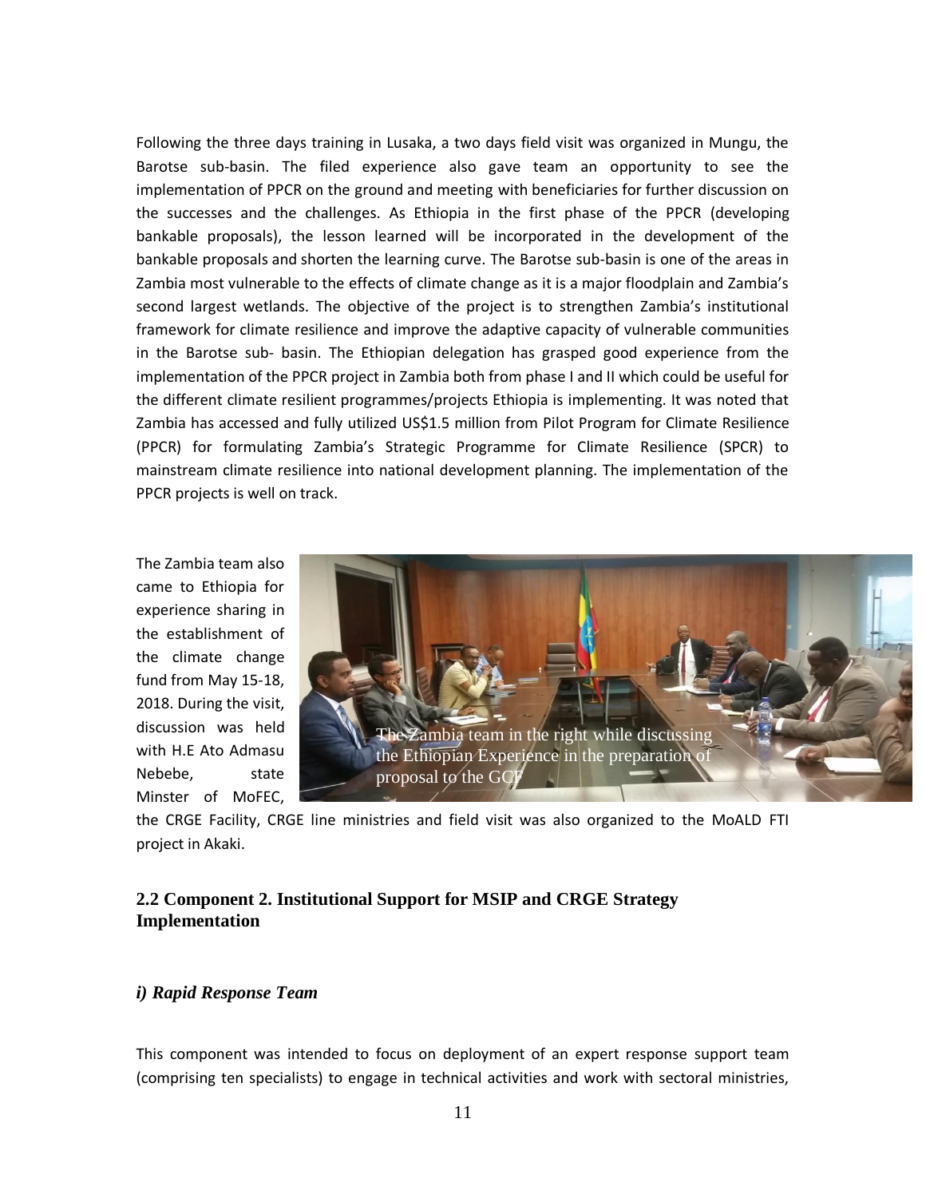Following the three days training in Lusaka, a two days field visit was organized in Mungu, the Barotse sub-basin. The filed experience also gave team an opportunity to see the implementation of PPCR on the ground and meeting with beneficiaries for further discussion on the successes and the challenges. As Ethiopia in the first phase of the PPCR (developing bankable proposals), the lesson learned will be incorporated in the development of the bankable proposals and shorten the learning curve. The Barotse sub-basin is one of the areas in Zambia most vulnerable to the effects of climate change as it is a major floodplain and Zambia's second largest wetlands. The objective of the project is to strengthen Zambia's institutional framework for climate resilience and improve the adaptive capacity of vulnerable communities in the Barotse sub- basin. The Ethiopian delegation has grasped good experience from the implementation of the PPCR project in Zambia both from phase I and II which could be useful for the different climate resilient programmes/projects Ethiopia is implementing. It was noted that Zambia has accessed and fully utilized US$1.5 million from Pilot Program for Climate Resilience (PPCR) for formulating Zambia's Strategic Programme for Climate Resilience (SPCR) to mainstream climate resilience into national development planning. The implementation of the PPCR projects is well on track.

The Zambia team also came to Ethiopia for experience sharing in the establishment of the climate change fund from May 15-18, 2018. During the visit, discussion was held with H.E Ato Admasu Nebebe, state Minster of MoFEC, the CRGE Facility, CRGE line ministries and field visit was also organized to the MoALD FTI project in Akaki.

The Zambia team in the right while discussing the Ethiopian Experience in the preparation of proposal to the GCF

### 2.2 Component 2. Institutional Support for MSIP and CRGE Strategy Implementation

#### *i) Rapid Response Team*

This component was intended to focus on deployment of an expert response support team (comprising ten specialists) to engage in technical activities and work with sectoral ministries,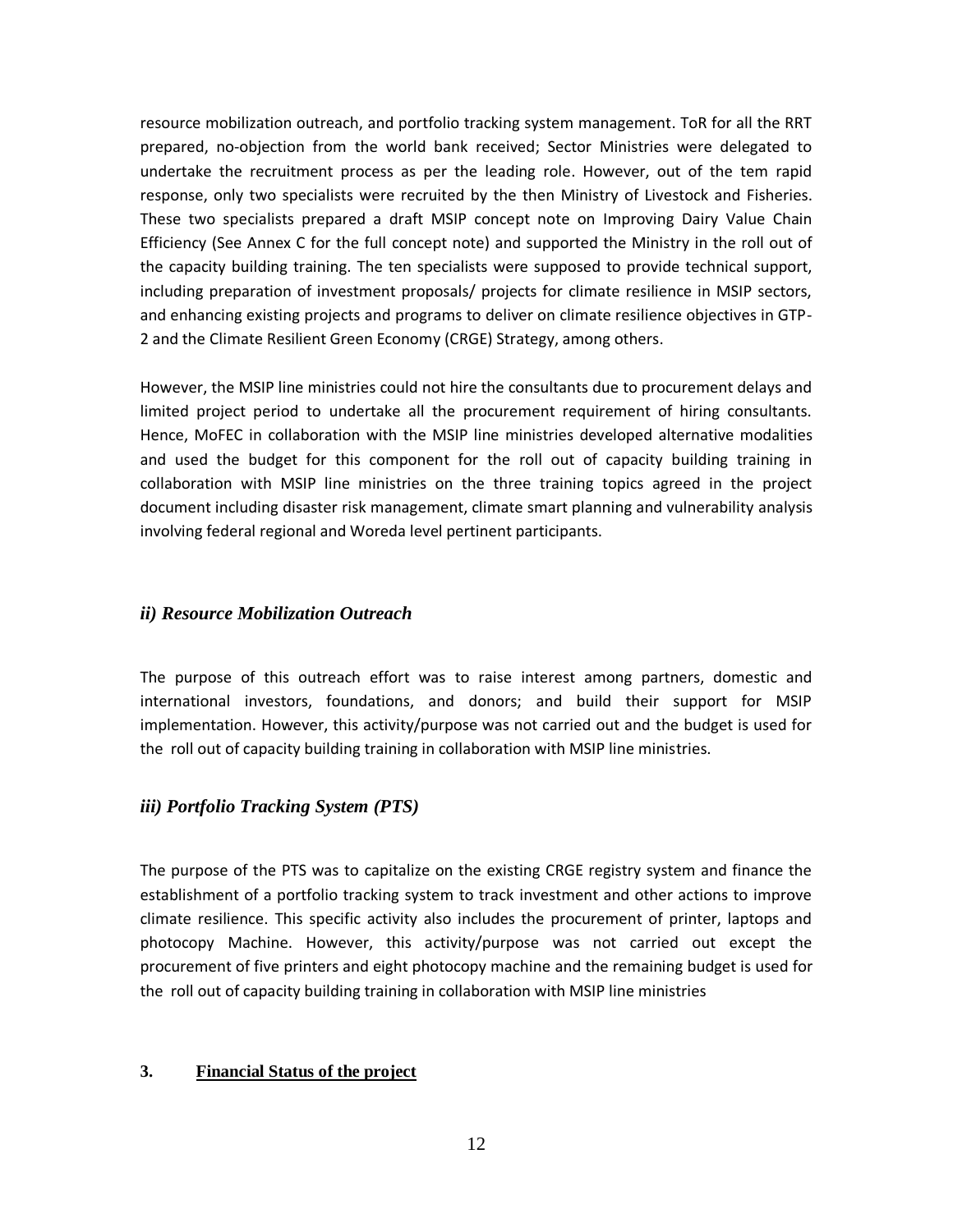resource mobilization outreach, and portfolio tracking system management. ToR for all the RRT prepared, no-objection from the world bank received; Sector Ministries were delegated to undertake the recruitment process as per the leading role. However, out of the tem rapid response, only two specialists were recruited by the then Ministry of Livestock and Fisheries. These two specialists prepared a draft MSIP concept note on Improving Dairy Value Chain Efficiency (See Annex C for the full concept note) and supported the Ministry in the roll out of the capacity building training. The ten specialists were supposed to provide technical support, including preparation of investment proposals/ projects for climate resilience in MSIP sectors, and enhancing existing projects and programs to deliver on climate resilience objectives in GTP-2 and the Climate Resilient Green Economy (CRGE) Strategy, among others.

However, the MSIP line ministries could not hire the consultants due to procurement delays and limited project period to undertake all the procurement requirement of hiring consultants. Hence, MoFEC in collaboration with the MSIP line ministries developed alternative modalities and used the budget for this component for the roll out of capacity building training in collaboration with MSIP line ministries on the three training topics agreed in the project document including disaster risk management, climate smart planning and vulnerability analysis involving federal regional and Woreda level pertinent participants.

### *ii) Resource Mobilization Outreach*

The purpose of this outreach effort was to raise interest among partners, domestic and international investors, foundations, and donors; and build their support for MSIP implementation. However, this activity/purpose was not carried out and the budget is used for the roll out of capacity building training in collaboration with MSIP line ministries.

### *iii) Portfolio Tracking System (PTS)*

The purpose of the PTS was to capitalize on the existing CRGE registry system and finance the establishment of a portfolio tracking system to track investment and other actions to improve climate resilience. This specific activity also includes the procurement of printer, laptops and photocopy Machine. However, this activity/purpose was not carried out except the procurement of five printers and eight photocopy machine and the remaining budget is used for the roll out of capacity building training in collaboration with MSIP line ministries

## 3. <u>Financial Status of the project</u>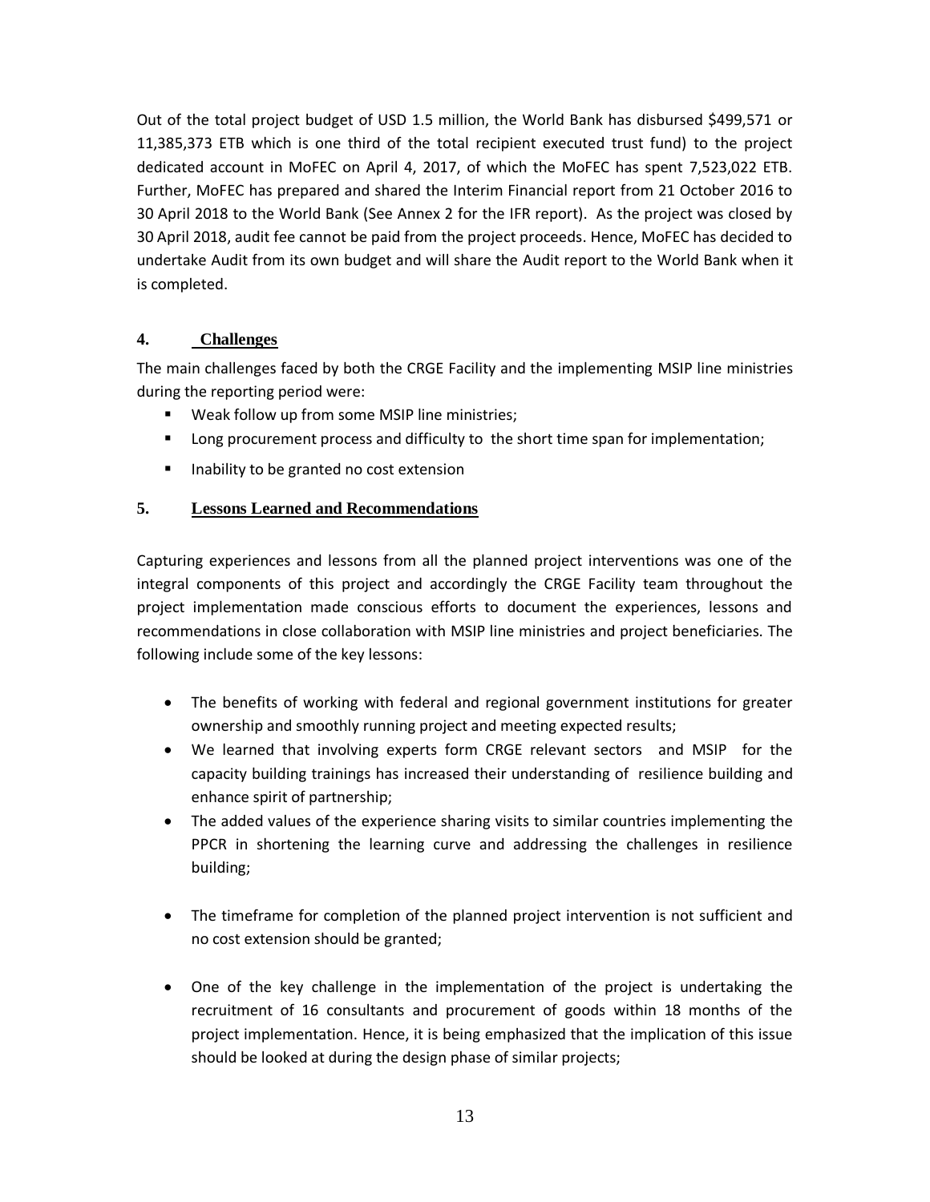Out of the total project budget of USD 1.5 million, the World Bank has disbursed $499,571 or 11,385,373 ETB which is one third of the total recipient executed trust fund) to the project dedicated account in MoFEC on April 4, 2017, of which the MoFEC has spent 7,523,022 ETB. Further, MoFEC has prepared and shared the Interim Financial report from 21 October 2016 to 30 April 2018 to the World Bank (See Annex 2 for the IFR report). As the project was closed by 30 April 2018, audit fee cannot be paid from the project proceeds. Hence, MoFEC has decided to undertake Audit from its own budget and will share the Audit report to the World Bank when it is completed.

## 4. Challenges

The main challenges faced by both the CRGE Facility and the implementing MSIP line ministries during the reporting period were:

- Weak follow up from some MSIP line ministries;
- Long procurement process and difficulty to the short time span for implementation;
- Inability to be granted no cost extension

## 5. Lessons Learned and Recommendations

Capturing experiences and lessons from all the planned project interventions was one of the integral components of this project and accordingly the CRGE Facility team throughout the project implementation made conscious efforts to document the experiences, lessons and recommendations in close collaboration with MSIP line ministries and project beneficiaries. The following include some of the key lessons:

- The benefits of working with federal and regional government institutions for greater ownership and smoothly running project and meeting expected results;
- We learned that involving experts form CRGE relevant sectors and MSIP for the capacity building trainings has increased their understanding of resilience building and enhance spirit of partnership;
- The added values of the experience sharing visits to similar countries implementing the PPCR in shortening the learning curve and addressing the challenges in resilience building;
- The timeframe for completion of the planned project intervention is not sufficient and no cost extension should be granted;
- One of the key challenge in the implementation of the project is undertaking the recruitment of 16 consultants and procurement of goods within 18 months of the project implementation. Hence, it is being emphasized that the implication of this issue should be looked at during the design phase of similar projects;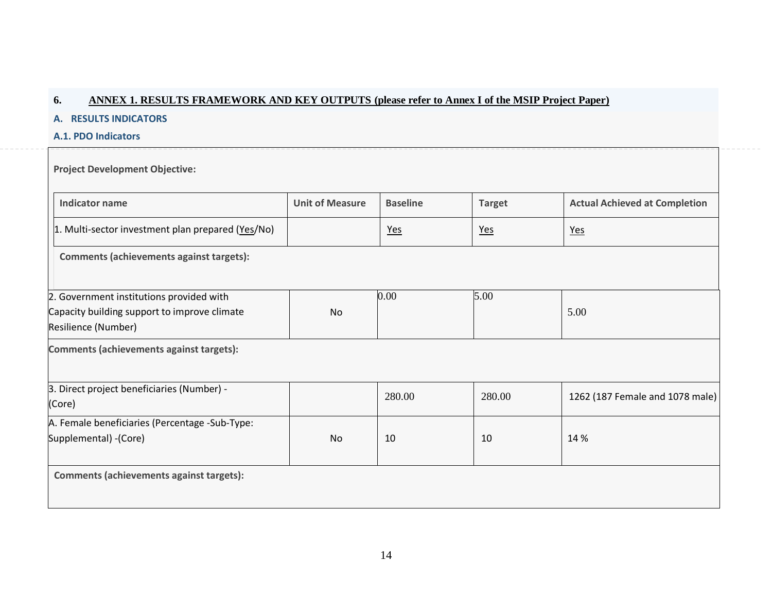## 6. ANNEX 1. RESULTS FRAMEWORK AND KEY OUTPUTS (please refer to Annex I of the MSIP Project Paper)

### A. RESULTS INDICATORS

#### A.1. PDO Indicators

**Project Development Objective:**

| Indicator name | Unit of Measure | Baseline | Target | Actual Achieved at Completion |
|---|---|---|---|---|
| 1. Multi-sector investment plan prepared (Yes/No) | | Yes | Yes | Yes |
| **Comments (achievements against targets):** | | | | |
| 2. Government institutions provided with Capacity building support to improve climate Resilience (Number) | No | 0.00 | 5.00 | 5.00 |
| **Comments (achievements against targets):** | | | | |
| 3. Direct project beneficiaries (Number) - (Core) | | 280.00 | 280.00 | 1262 (187 Female and 1078 male) |
| A. Female beneficiaries (Percentage -Sub-Type: Supplemental) -(Core) | No | 10 | 10 | 14 % |
| **Comments (achievements against targets):** | | | | |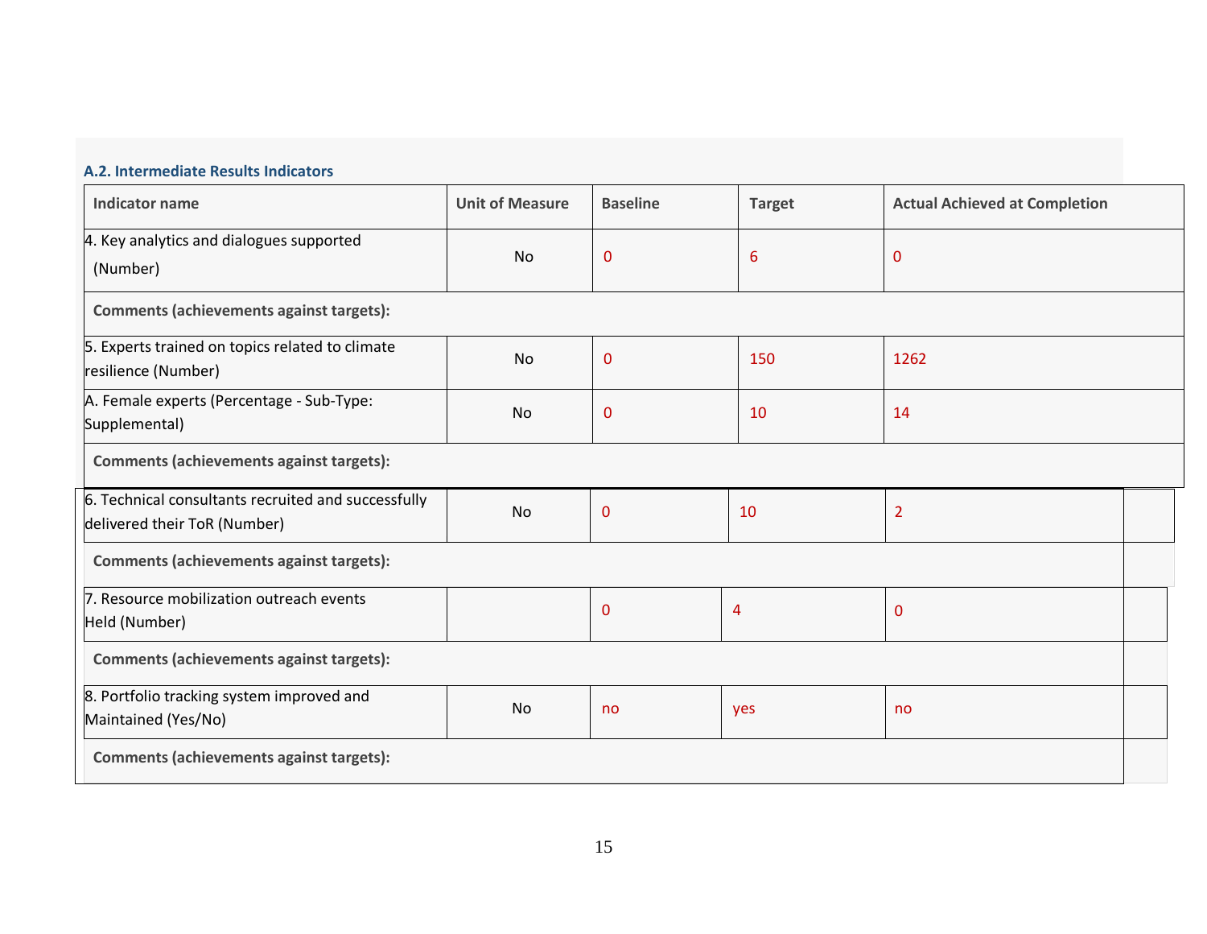### A.2. Intermediate Results Indicators

| Indicator name | Unit of Measure | Baseline | Target | Actual Achieved at Completion |
|---|---|---|---|---|
| 4. Key analytics and dialogues supported (Number) | No | 0 | 6 | 0 |
| **Comments (achievements against targets):** | | | | |
| 5. Experts trained on topics related to climate resilience (Number) | No | 0 | 150 | 1262 |
| A. Female experts (Percentage - Sub-Type: Supplemental) | No | 0 | 10 | 14 |
| **Comments (achievements against targets):** | | | | |
| 6. Technical consultants recruited and successfully delivered their ToR (Number) | No | 0 | 10 | 2 |
| **Comments (achievements against targets):** | | | | |
| 7. Resource mobilization outreach events Held (Number) | | 0 | 4 | 0 |
| **Comments (achievements against targets):** | | | | |
| 8. Portfolio tracking system improved and Maintained (Yes/No) | No | no | yes | no |
| **Comments (achievements against targets):** | | | | |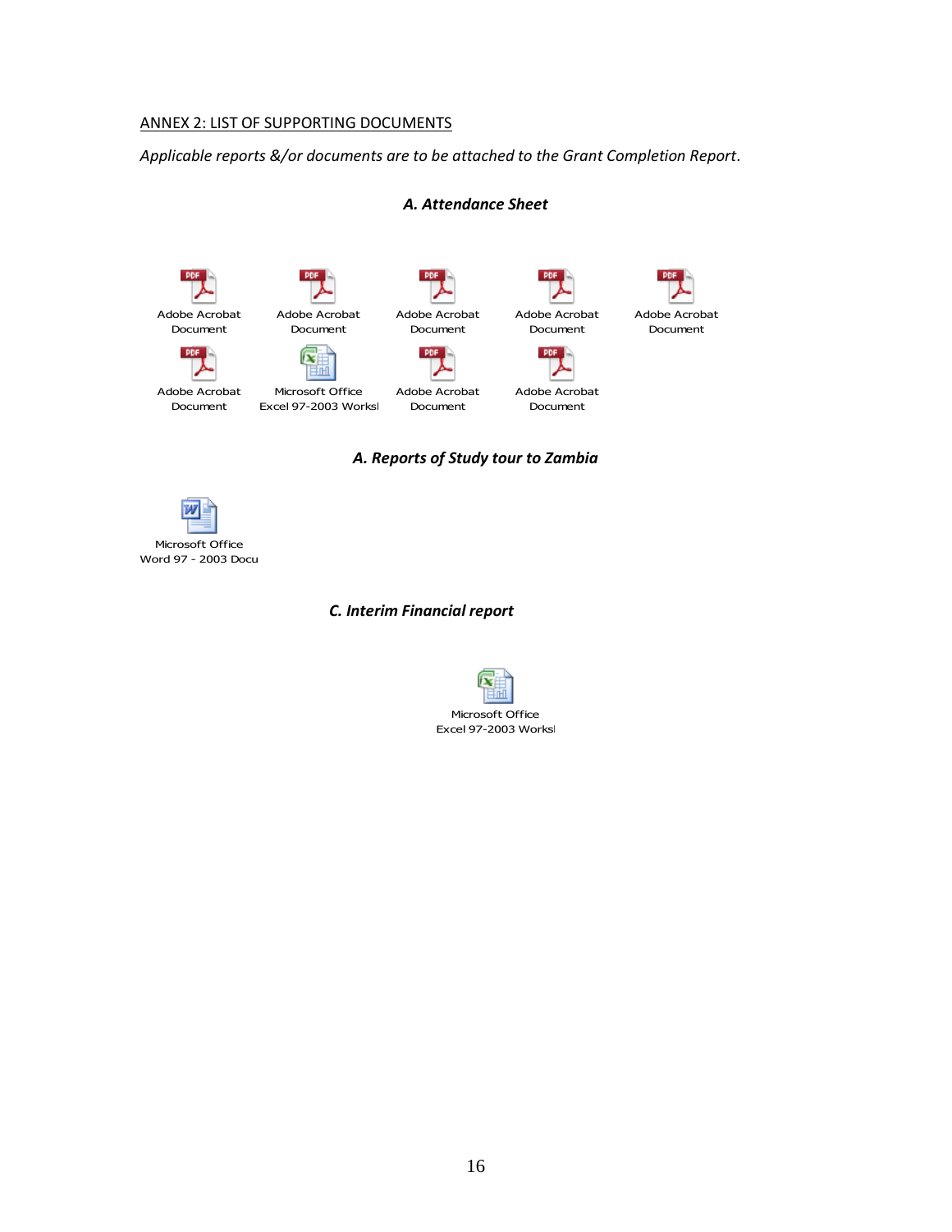ANNEX 2: LIST OF SUPPORTING DOCUMENTS

*Applicable reports &/or documents are to be attached to the Grant Completion Report.*

***A. Attendance Sheet***

Adobe Acrobat Document

Adobe Acrobat Document

Adobe Acrobat Document

Adobe Acrobat Document

Adobe Acrobat Document

Adobe Acrobat Document

Microsoft Office Excel 97-2003 Worksl

Adobe Acrobat Document

Adobe Acrobat Document

***A. Reports of Study tour to Zambia***

Microsoft Office Word 97 - 2003 Docu

***C. Interim Financial report***

Microsoft Office Excel 97-2003 Worksl